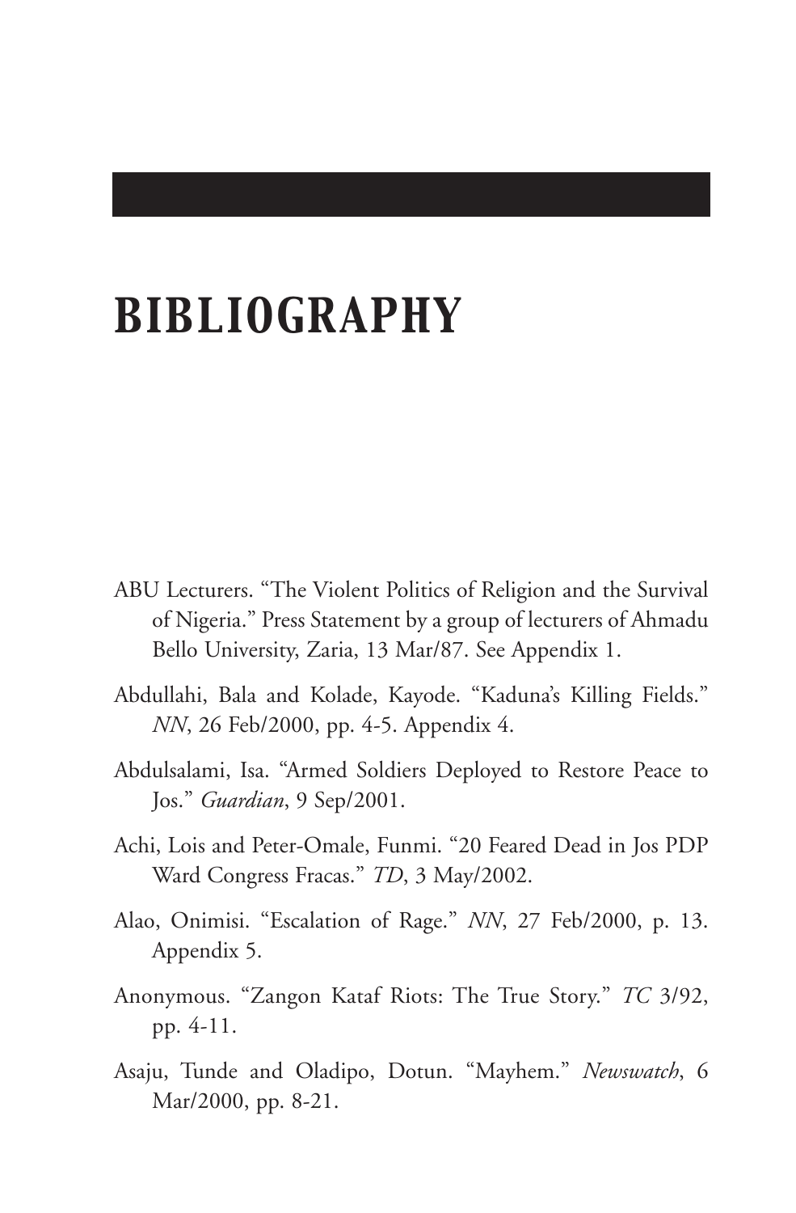# BIBLIOGRAPHY

ABU Lecturers. "The Violent Politics of Religion and the Survival of Nigeria." Press Statement by a group of lecturers of Ahmadu Bello University, Zaria, 13 Mar/87. See Appendix 1.

Abdullahi, Bala and Kolade, Kayode. "Kaduna's Killing Fields." *NN*, 26 Feb/2000, pp. 4-5. Appendix 4.

Abdulsalami, Isa. "Armed Soldiers Deployed to Restore Peace to Jos." *Guardian*, 9 Sep/2001.

Achi, Lois and Peter-Omale, Funmi. "20 Feared Dead in Jos PDP Ward Congress Fracas." *TD*, 3 May/2002.

Alao, Onimisi. "Escalation of Rage." *NN*, 27 Feb/2000, p. 13. Appendix 5.

Anonymous. "Zangon Kataf Riots: The True Story." *TC* 3/92, pp. 4-11.

Asaju, Tunde and Oladipo, Dotun. "Mayhem." *Newswatch*, 6 Mar/2000, pp. 8-21.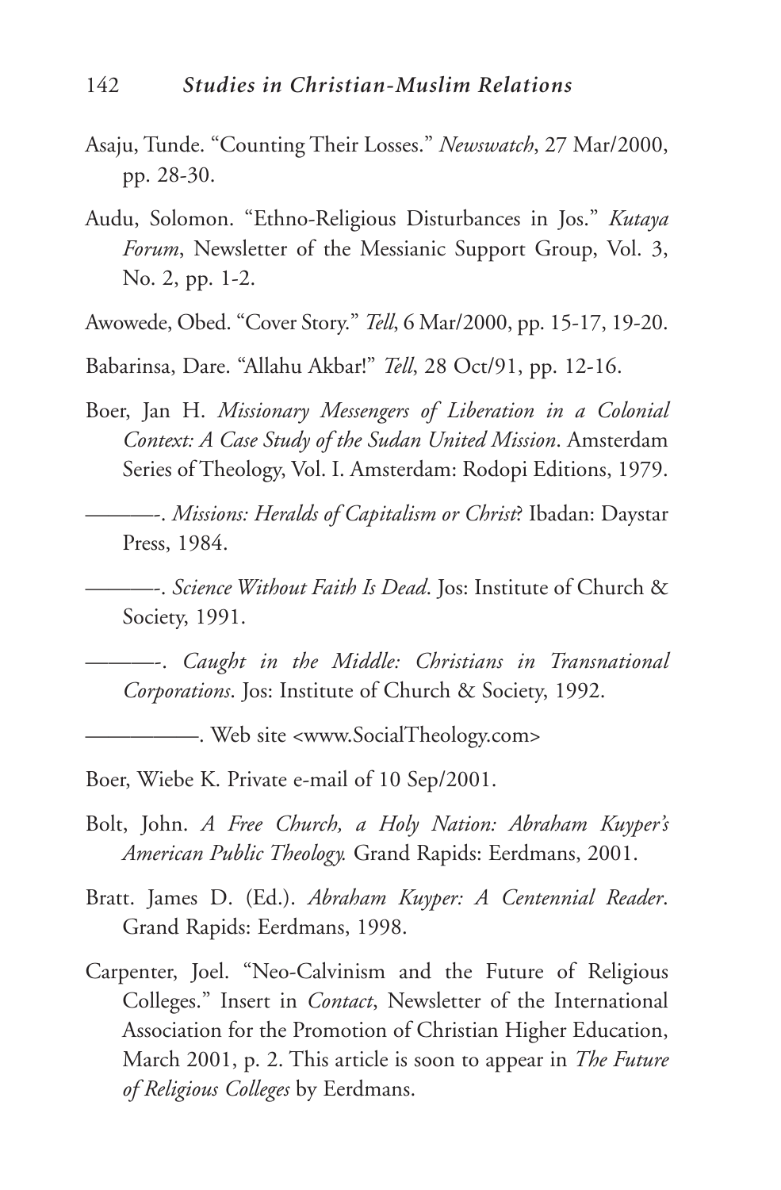Asaju, Tunde. "Counting Their Losses." *Newswatch*, 27 Mar/2000, pp. 28-30.

Audu, Solomon. "Ethno-Religious Disturbances in Jos." *Kutaya Forum*, Newsletter of the Messianic Support Group, Vol. 3, No. 2, pp. 1-2.

Awowede, Obed. "Cover Story." *Tell*, 6 Mar/2000, pp. 15-17, 19-20.

Babarinsa, Dare. "Allahu Akbar!" *Tell*, 28 Oct/91, pp. 12-16.

Boer, Jan H. *Missionary Messengers of Liberation in a Colonial Context: A Case Study of the Sudan United Mission*. Amsterdam Series of Theology, Vol. I. Amsterdam: Rodopi Editions, 1979.

———-. *Missions: Heralds of Capitalism or Christ*? Ibadan: Daystar Press, 1984.

———-. *Science Without Faith Is Dead*. Jos: Institute of Church & Society, 1991.

———-. *Caught in the Middle: Christians in Transnational Corporations*. Jos: Institute of Church & Society, 1992.

——————. Web site <www.SocialTheology.com>

Boer, Wiebe K. Private e-mail of 10 Sep/2001.

Bolt, John. *A Free Church, a Holy Nation: Abraham Kuyper's American Public Theology.* Grand Rapids: Eerdmans, 2001.

Bratt. James D. (Ed.). *Abraham Kuyper: A Centennial Reader*. Grand Rapids: Eerdmans, 1998.

Carpenter, Joel. "Neo-Calvinism and the Future of Religious Colleges." Insert in *Contact*, Newsletter of the International Association for the Promotion of Christian Higher Education, March 2001, p. 2. This article is soon to appear in *The Future of Religious Colleges* by Eerdmans.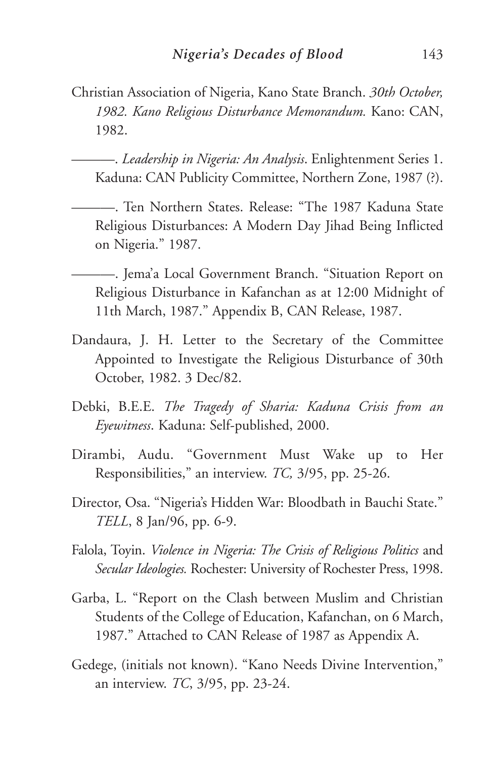Christian Association of Nigeria, Kano State Branch. *30th October, 1982. Kano Religious Disturbance Memorandum.* Kano: CAN, 1982.

———. *Leadership in Nigeria: An Analysis*. Enlightenment Series 1. Kaduna: CAN Publicity Committee, Northern Zone, 1987 (?).

———. Ten Northern States. Release: "The 1987 Kaduna State Religious Disturbances: A Modern Day Jihad Being Inflicted on Nigeria." 1987.

———. Jema'a Local Government Branch. "Situation Report on Religious Disturbance in Kafanchan as at 12:00 Midnight of 11th March, 1987." Appendix B, CAN Release, 1987.

Dandaura, J. H. Letter to the Secretary of the Committee Appointed to Investigate the Religious Disturbance of 30th October, 1982. 3 Dec/82.

Debki, B.E.E. *The Tragedy of Sharia: Kaduna Crisis from an Eyewitness*. Kaduna: Self-published, 2000.

Dirambi, Audu. "Government Must Wake up to Her Responsibilities," an interview. *TC,* 3/95, pp. 25-26.

Director, Osa. "Nigeria's Hidden War: Bloodbath in Bauchi State." *TELL*, 8 Jan/96, pp. 6-9.

Falola, Toyin. *Violence in Nigeria: The Crisis of Religious Politics* and *Secular Ideologies.* Rochester: University of Rochester Press, 1998.

Garba, L. "Report on the Clash between Muslim and Christian Students of the College of Education, Kafanchan, on 6 March, 1987." Attached to CAN Release of 1987 as Appendix A.

Gedege, (initials not known). "Kano Needs Divine Intervention," an interview. *TC*, 3/95, pp. 23-24.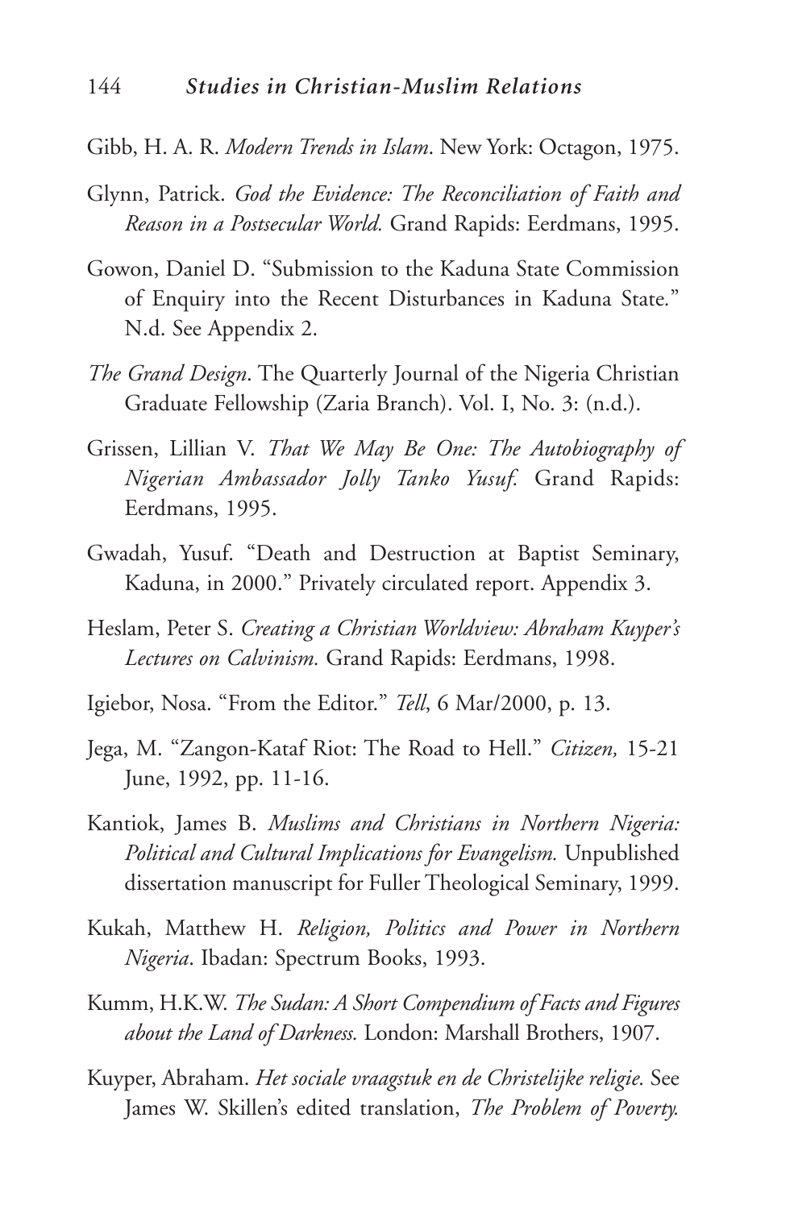Gibb, H. A. R. *Modern Trends in Islam*. New York: Octagon, 1975.

Glynn, Patrick. *God the Evidence: The Reconciliation of Faith and Reason in a Postsecular World.* Grand Rapids: Eerdmans, 1995.

Gowon, Daniel D. "Submission to the Kaduna State Commission of Enquiry into the Recent Disturbances in Kaduna State." N.d. See Appendix 2.

*The Grand Design*. The Quarterly Journal of the Nigeria Christian Graduate Fellowship (Zaria Branch). Vol. I, No. 3: (n.d.).

Grissen, Lillian V. *That We May Be One: The Autobiography of Nigerian Ambassador Jolly Tanko Yusuf.* Grand Rapids: Eerdmans, 1995.

Gwadah, Yusuf. "Death and Destruction at Baptist Seminary, Kaduna, in 2000." Privately circulated report. Appendix 3.

Heslam, Peter S. *Creating a Christian Worldview: Abraham Kuyper's Lectures on Calvinism.* Grand Rapids: Eerdmans, 1998.

Igiebor, Nosa. "From the Editor." *Tell*, 6 Mar/2000, p. 13.

Jega, M. "Zangon-Kataf Riot: The Road to Hell." *Citizen,* 15-21 June, 1992, pp. 11-16.

Kantiok, James B. *Muslims and Christians in Northern Nigeria: Political and Cultural Implications for Evangelism.* Unpublished dissertation manuscript for Fuller Theological Seminary, 1999.

Kukah, Matthew H. *Religion, Politics and Power in Northern Nigeria*. Ibadan: Spectrum Books, 1993.

Kumm, H.K.W. *The Sudan: A Short Compendium of Facts and Figures about the Land of Darkness.* London: Marshall Brothers, 1907.

Kuyper, Abraham. *Het sociale vraagstuk en de Christelijke religie.* See James W. Skillen's edited translation, *The Problem of Poverty.*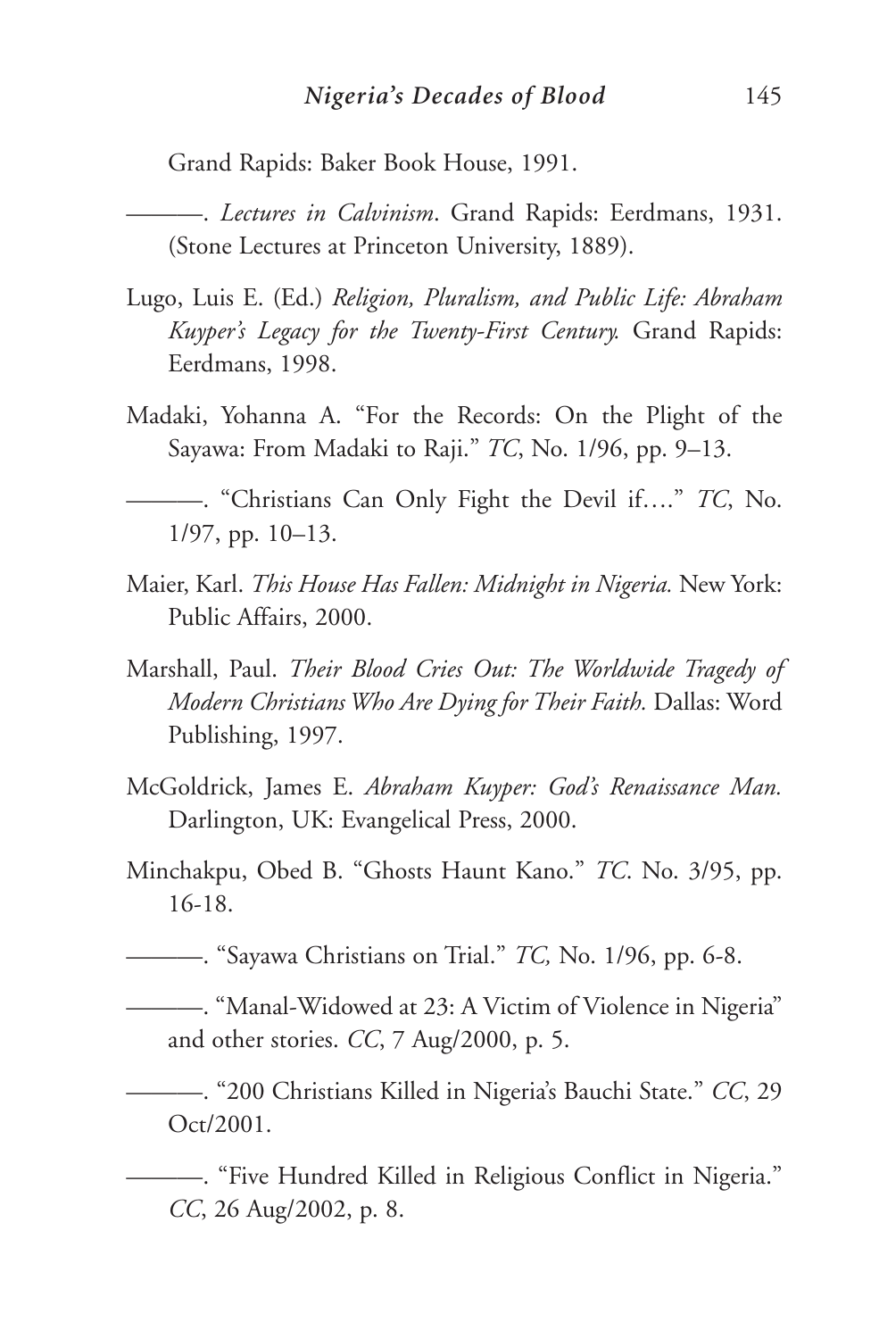Grand Rapids: Baker Book House, 1991.

———. *Lectures in Calvinism*. Grand Rapids: Eerdmans, 1931. (Stone Lectures at Princeton University, 1889).

Lugo, Luis E. (Ed.) *Religion, Pluralism, and Public Life: Abraham Kuyper's Legacy for the Twenty-First Century.* Grand Rapids: Eerdmans, 1998.

Madaki, Yohanna A. "For the Records: On the Plight of the Sayawa: From Madaki to Raji." *TC*, No. 1/96, pp. 9–13.

———. "Christians Can Only Fight the Devil if…." *TC*, No. 1/97, pp. 10–13.

Maier, Karl. *This House Has Fallen: Midnight in Nigeria.* New York: Public Affairs, 2000.

Marshall, Paul. *Their Blood Cries Out: The Worldwide Tragedy of Modern Christians Who Are Dying for Their Faith.* Dallas: Word Publishing, 1997.

McGoldrick, James E. *Abraham Kuyper: God's Renaissance Man.* Darlington, UK: Evangelical Press, 2000.

Minchakpu, Obed B. "Ghosts Haunt Kano." *TC*. No. 3/95, pp. 16-18.

———. "Sayawa Christians on Trial." *TC,* No. 1/96, pp. 6-8.

———. "Manal-Widowed at 23: A Victim of Violence in Nigeria" and other stories. *CC*, 7 Aug/2000, p. 5.

———. "200 Christians Killed in Nigeria's Bauchi State." *CC*, 29 Oct/2001.

———. "Five Hundred Killed in Religious Conflict in Nigeria." *CC*, 26 Aug/2002, p. 8.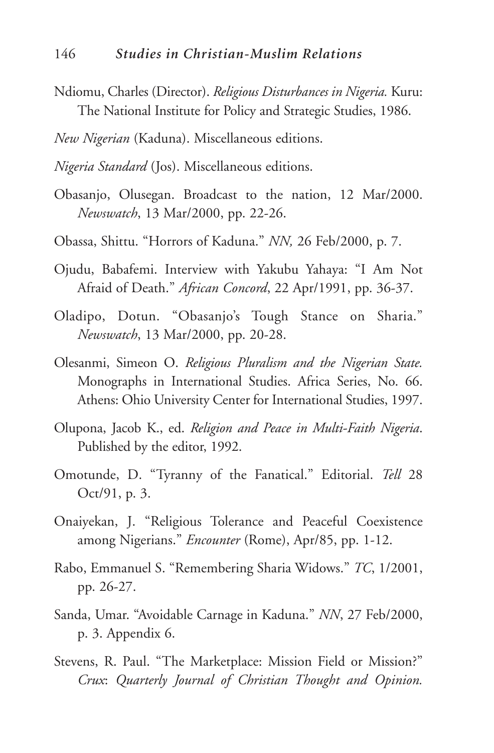Ndiomu, Charles (Director). *Religious Disturbances in Nigeria.* Kuru: The National Institute for Policy and Strategic Studies, 1986.

*New Nigerian* (Kaduna). Miscellaneous editions.

*Nigeria Standard* (Jos). Miscellaneous editions.

Obasanjo, Olusegan. Broadcast to the nation, 12 Mar/2000. *Newswatch*, 13 Mar/2000, pp. 22-26.

Obassa, Shittu. "Horrors of Kaduna." *NN,* 26 Feb/2000, p. 7.

Ojudu, Babafemi. Interview with Yakubu Yahaya: "I Am Not Afraid of Death." *African Concord*, 22 Apr/1991, pp. 36-37.

Oladipo, Dotun. "Obasanjo's Tough Stance on Sharia." *Newswatch*, 13 Mar/2000, pp. 20-28.

Olesanmi, Simeon O. *Religious Pluralism and the Nigerian State.* Monographs in International Studies. Africa Series, No. 66. Athens: Ohio University Center for International Studies, 1997.

Olupona, Jacob K., ed. *Religion and Peace in Multi-Faith Nigeria*. Published by the editor, 1992.

Omotunde, D. "Tyranny of the Fanatical." Editorial. *Tell* 28 Oct/91, p. 3.

Onaiyekan, J. "Religious Tolerance and Peaceful Coexistence among Nigerians." *Encounter* (Rome), Apr/85, pp. 1-12.

Rabo, Emmanuel S. "Remembering Sharia Widows." *TC*, 1/2001, pp. 26-27.

Sanda, Umar. "Avoidable Carnage in Kaduna." *NN*, 27 Feb/2000, p. 3. Appendix 6.

Stevens, R. Paul. "The Marketplace: Mission Field or Mission?" *Crux*: *Quarterly Journal of Christian Thought and Opinion.*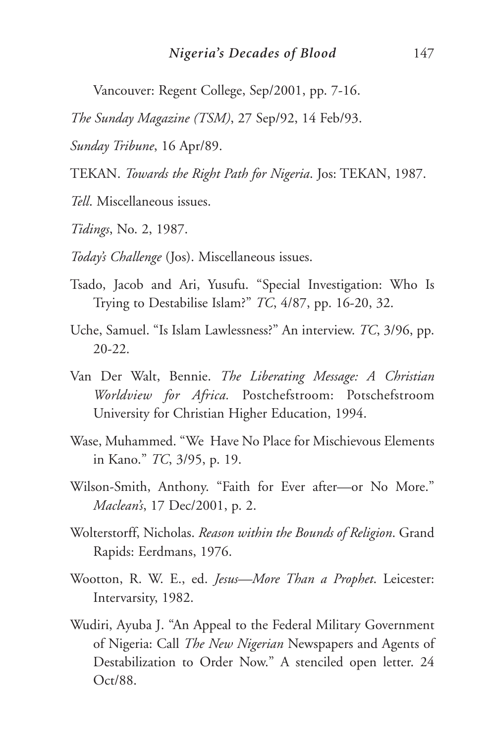Vancouver: Regent College, Sep/2001, pp. 7-16.

*The Sunday Magazine (TSM)*, 27 Sep/92, 14 Feb/93.

*Sunday Tribune*, 16 Apr/89.

TEKAN. *Towards the Right Path for Nigeria*. Jos: TEKAN, 1987.

*Tell*. Miscellaneous issues.

*Tidings*, No. 2, 1987.

*Today's Challenge* (Jos). Miscellaneous issues.

Tsado, Jacob and Ari, Yusufu. "Special Investigation: Who Is Trying to Destabilise Islam?" *TC*, 4/87, pp. 16-20, 32.

Uche, Samuel. "Is Islam Lawlessness?" An interview. *TC*, 3/96, pp. 20-22.

Van Der Walt, Bennie. *The Liberating Message: A Christian Worldview for Africa.* Postchefstroom: Potschefstroom University for Christian Higher Education, 1994.

Wase, Muhammed. "We Have No Place for Mischievous Elements in Kano." *TC*, 3/95, p. 19.

Wilson-Smith, Anthony. "Faith for Ever after—or No More." *Maclean's*, 17 Dec/2001, p. 2.

Wolterstorff, Nicholas. *Reason within the Bounds of Religion*. Grand Rapids: Eerdmans, 1976.

Wootton, R. W. E., ed. *Jesus—More Than a Prophet*. Leicester: Intervarsity, 1982.

Wudiri, Ayuba J. "An Appeal to the Federal Military Government of Nigeria: Call *The New Nigerian* Newspapers and Agents of Destabilization to Order Now." A stenciled open letter. 24 Oct/88.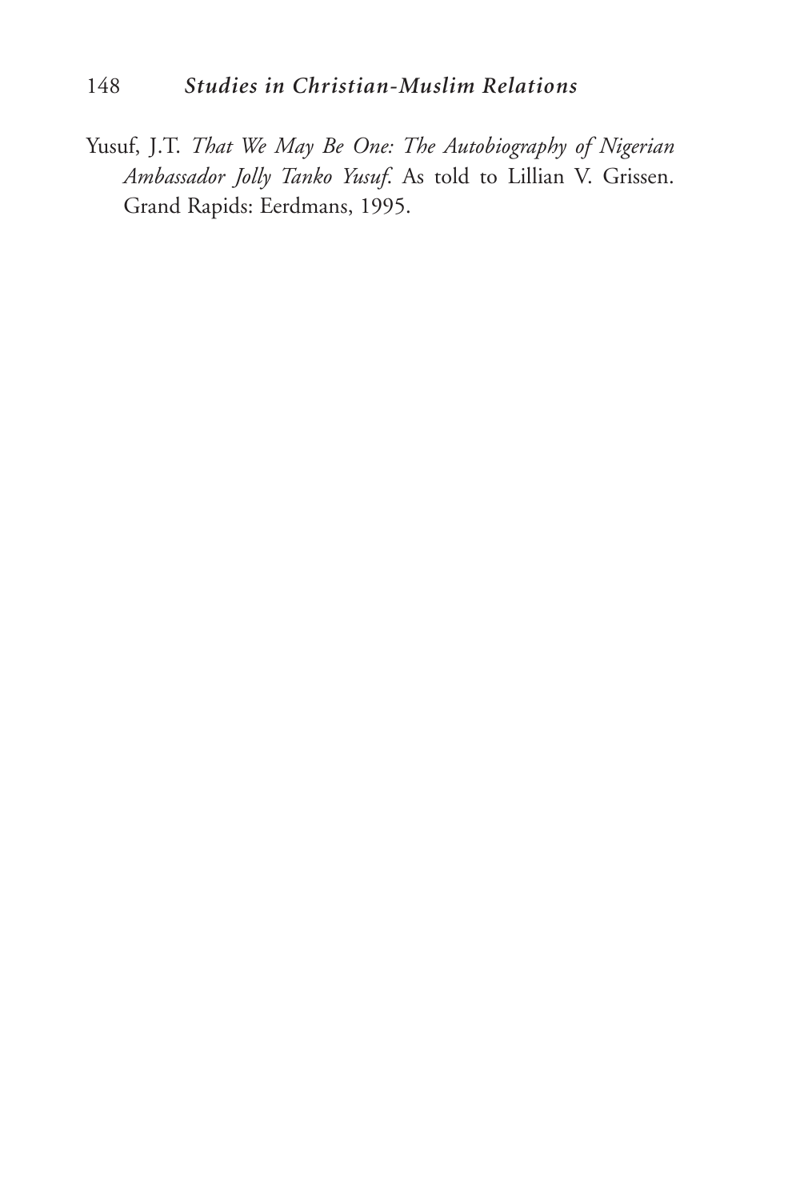Yusuf, J.T. *That We May Be One: The Autobiography of Nigerian Ambassador Jolly Tanko Yusuf*. As told to Lillian V. Grissen. Grand Rapids: Eerdmans, 1995.